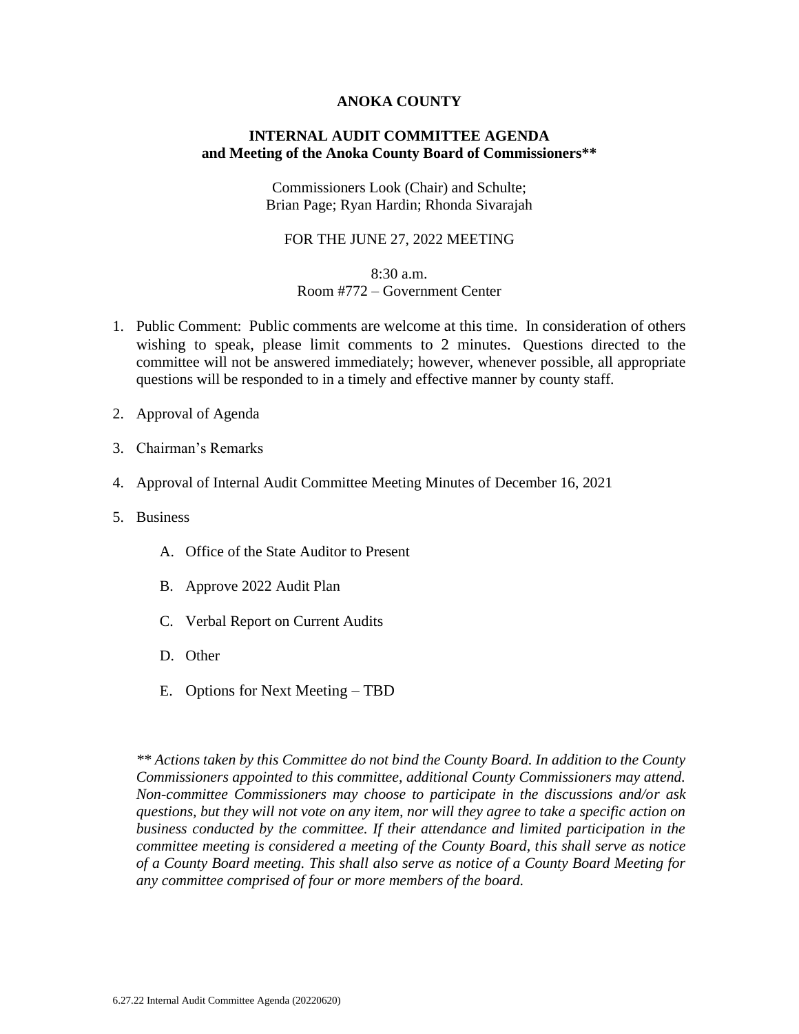# ANOKA COUNTY

## INTERNAL AUDIT COMMITTEE AGENDA
## and Meeting of the Anoka County Board of Commissioners**

Commissioners Look (Chair) and Schulte;
Brian Page; Ryan Hardin; Rhonda Sivarajah

FOR THE JUNE 27, 2022 MEETING

8:30 a.m.
Room #772 – Government Center

1. Public Comment: Public comments are welcome at this time. In consideration of others wishing to speak, please limit comments to 2 minutes. Questions directed to the committee will not be answered immediately; however, whenever possible, all appropriate questions will be responded to in a timely and effective manner by county staff.

2. Approval of Agenda

3. Chairman's Remarks

4. Approval of Internal Audit Committee Meeting Minutes of December 16, 2021

5. Business

   A. Office of the State Auditor to Present

   B. Approve 2022 Audit Plan

   C. Verbal Report on Current Audits

   D. Other

   E. Options for Next Meeting – TBD

*** Actions taken by this Committee do not bind the County Board. In addition to the County Commissioners appointed to this committee, additional County Commissioners may attend. Non-committee Commissioners may choose to participate in the discussions and/or ask questions, but they will not vote on any item, nor will they agree to take a specific action on business conducted by the committee. If their attendance and limited participation in the committee meeting is considered a meeting of the County Board, this shall serve as notice of a County Board meeting. This shall also serve as notice of a County Board Meeting for any committee comprised of four or more members of the board.*

6.27.22 Internal Audit Committee Agenda (20220620)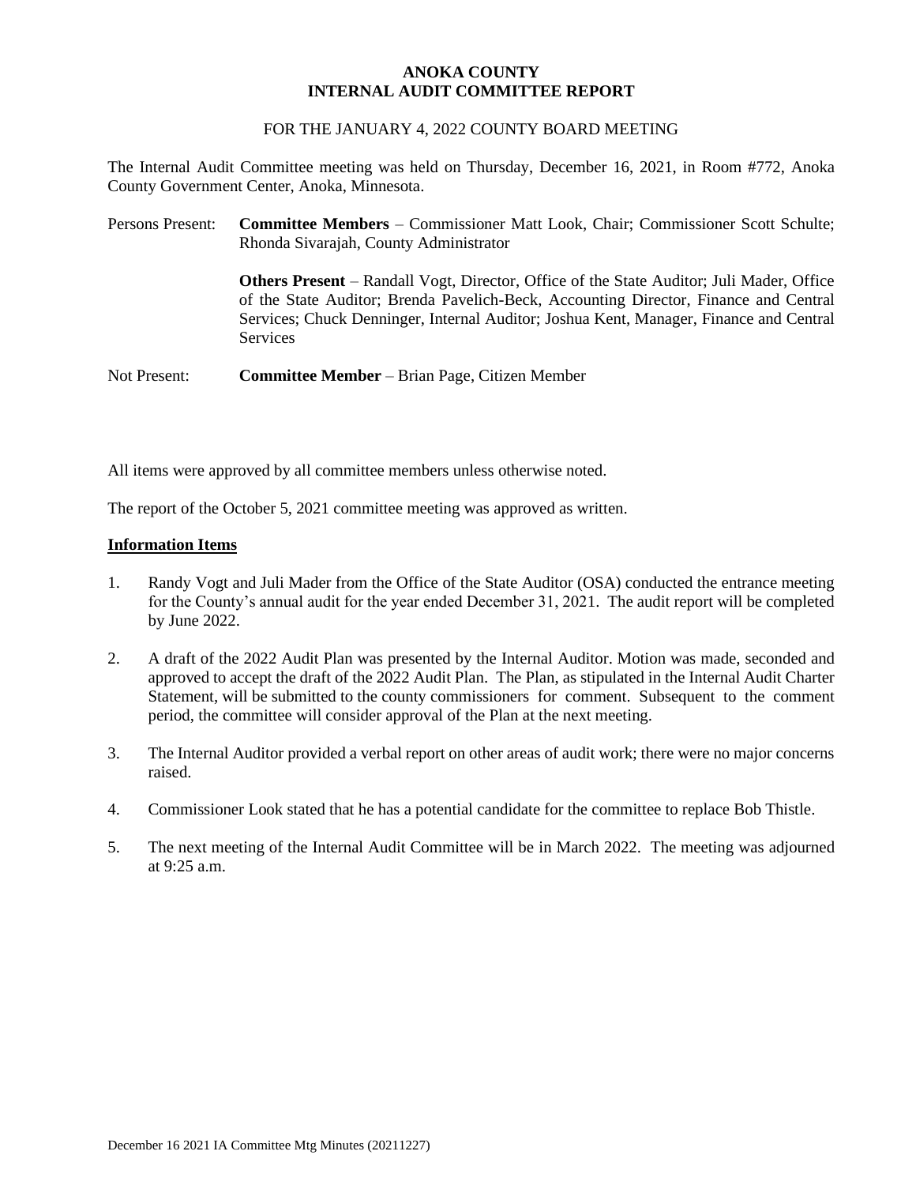**ANOKA COUNTY**
**INTERNAL AUDIT COMMITTEE REPORT**

FOR THE JANUARY 4, 2022 COUNTY BOARD MEETING

The Internal Audit Committee meeting was held on Thursday, December 16, 2021, in Room #772, Anoka County Government Center, Anoka, Minnesota.

Persons Present: **Committee Members** – Commissioner Matt Look, Chair; Commissioner Scott Schulte; Rhonda Sivarajah, County Administrator

**Others Present** – Randall Vogt, Director, Office of the State Auditor; Juli Mader, Office of the State Auditor; Brenda Pavelich-Beck, Accounting Director, Finance and Central Services; Chuck Denninger, Internal Auditor; Joshua Kent, Manager, Finance and Central Services

Not Present: **Committee Member** – Brian Page, Citizen Member

All items were approved by all committee members unless otherwise noted.

The report of the October 5, 2021 committee meeting was approved as written.

**Information Items**

1. Randy Vogt and Juli Mader from the Office of the State Auditor (OSA) conducted the entrance meeting for the County's annual audit for the year ended December 31, 2021. The audit report will be completed by June 2022.
2. A draft of the 2022 Audit Plan was presented by the Internal Auditor. Motion was made, seconded and approved to accept the draft of the 2022 Audit Plan. The Plan, as stipulated in the Internal Audit Charter Statement, will be submitted to the county commissioners for comment. Subsequent to the comment period, the committee will consider approval of the Plan at the next meeting.
3. The Internal Auditor provided a verbal report on other areas of audit work; there were no major concerns raised.
4. Commissioner Look stated that he has a potential candidate for the committee to replace Bob Thistle.
5. The next meeting of the Internal Audit Committee will be in March 2022. The meeting was adjourned at 9:25 a.m.

December 16 2021 IA Committee Mtg Minutes (20211227)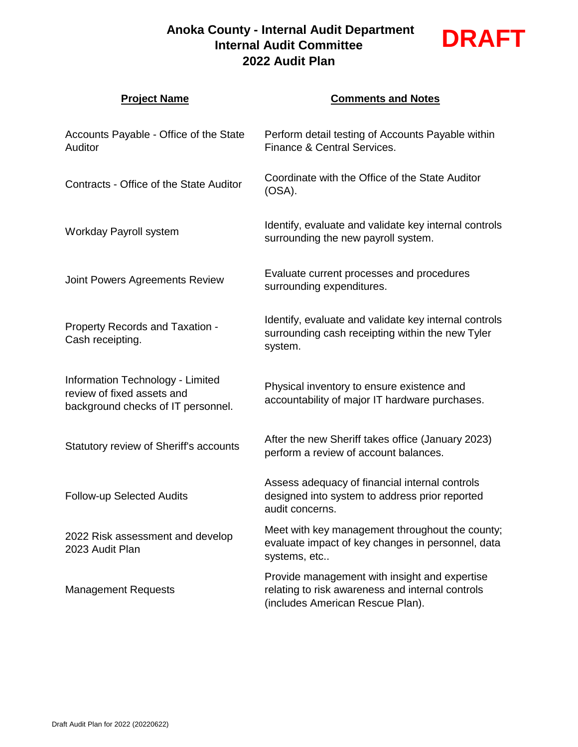# Anoka County - Internal Audit Department
## Internal Audit Committee
## 2022 Audit Plan

**DRAFT**

| Project Name | Comments and Notes |
| --- | --- |
| Accounts Payable - Office of the State Auditor | Perform detail testing of Accounts Payable within Finance & Central Services. |
| Contracts - Office of the State Auditor | Coordinate with the Office of the State Auditor (OSA). |
| Workday Payroll system | Identify, evaluate and validate key internal controls surrounding the new payroll system. |
| Joint Powers Agreements Review | Evaluate current processes and procedures surrounding expenditures. |
| Property Records and Taxation - Cash receipting. | Identify, evaluate and validate key internal controls surrounding cash receipting within the new Tyler system. |
| Information Technology - Limited review of fixed assets and background checks of IT personnel. | Physical inventory to ensure existence and accountability of major IT hardware purchases. |
| Statutory review of Sheriff's accounts | After the new Sheriff takes office (January 2023) perform a review of account balances. |
| Follow-up Selected Audits | Assess adequacy of financial internal controls designed into system to address prior reported audit concerns. |
| 2022 Risk assessment and develop 2023 Audit Plan | Meet with key management throughout the county; evaluate impact of key changes in personnel, data systems, etc.. |
| Management Requests | Provide management with insight and expertise relating to risk awareness and internal controls (includes American Rescue Plan). |

Draft Audit Plan for 2022 (20220622)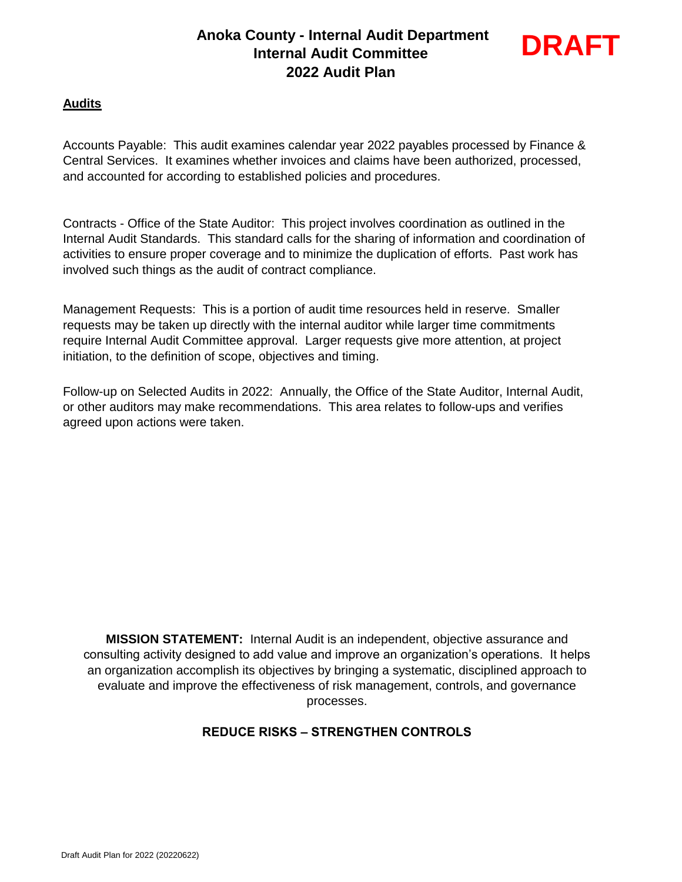# Anoka County - Internal Audit Department
# Internal Audit Committee
# 2022 Audit Plan

**DRAFT**

**<u>Audits</u>**

Accounts Payable: This audit examines calendar year 2022 payables processed by Finance & Central Services. It examines whether invoices and claims have been authorized, processed, and accounted for according to established policies and procedures.

Contracts - Office of the State Auditor: This project involves coordination as outlined in the Internal Audit Standards. This standard calls for the sharing of information and coordination of activities to ensure proper coverage and to minimize the duplication of efforts. Past work has involved such things as the audit of contract compliance.

Management Requests: This is a portion of audit time resources held in reserve. Smaller requests may be taken up directly with the internal auditor while larger time commitments require Internal Audit Committee approval. Larger requests give more attention, at project initiation, to the definition of scope, objectives and timing.

Follow-up on Selected Audits in 2022: Annually, the Office of the State Auditor, Internal Audit, or other auditors may make recommendations. This area relates to follow-ups and verifies agreed upon actions were taken.

**MISSION STATEMENT:** Internal Audit is an independent, objective assurance and consulting activity designed to add value and improve an organization's operations. It helps an organization accomplish its objectives by bringing a systematic, disciplined approach to evaluate and improve the effectiveness of risk management, controls, and governance processes.

**REDUCE RISKS – STRENGTHEN CONTROLS**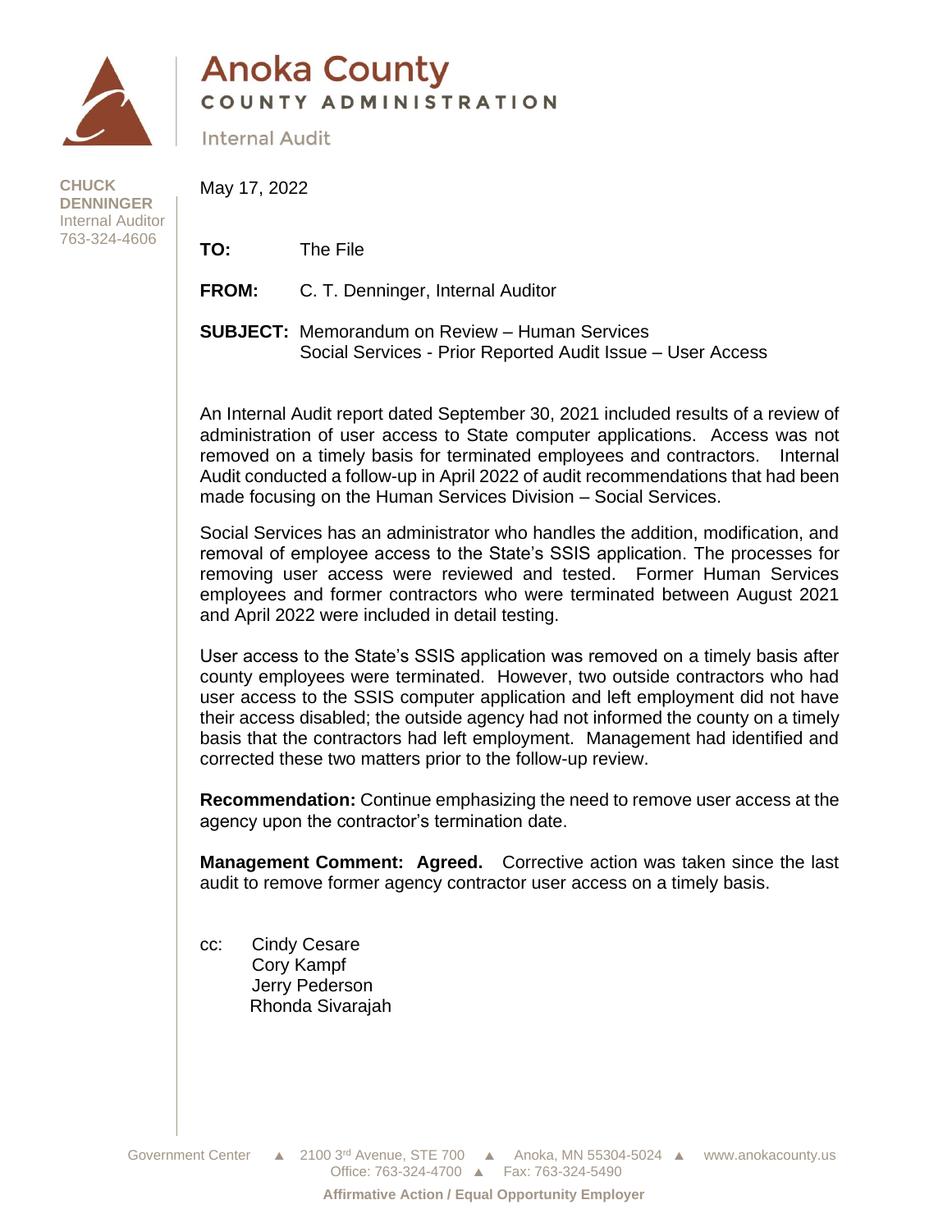# Anoka County

**COUNTY ADMINISTRATION**

Internal Audit

**CHUCK DENNINGER**
Internal Auditor
763-324-4606

May 17, 2022

**TO:** The File

**FROM:** C. T. Denninger, Internal Auditor

**SUBJECT:** Memorandum on Review – Human Services Social Services - Prior Reported Audit Issue – User Access

An Internal Audit report dated September 30, 2021 included results of a review of administration of user access to State computer applications. Access was not removed on a timely basis for terminated employees and contractors. Internal Audit conducted a follow-up in April 2022 of audit recommendations that had been made focusing on the Human Services Division – Social Services.

Social Services has an administrator who handles the addition, modification, and removal of employee access to the State's SSIS application. The processes for removing user access were reviewed and tested. Former Human Services employees and former contractors who were terminated between August 2021 and April 2022 were included in detail testing.

User access to the State's SSIS application was removed on a timely basis after county employees were terminated. However, two outside contractors who had user access to the SSIS computer application and left employment did not have their access disabled; the outside agency had not informed the county on a timely basis that the contractors had left employment. Management had identified and corrected these two matters prior to the follow-up review.

**Recommendation:** Continue emphasizing the need to remove user access at the agency upon the contractor's termination date.

**Management Comment: Agreed.** Corrective action was taken since the last audit to remove former agency contractor user access on a timely basis.

cc: Cindy Cesare
Cory Kampf
Jerry Pederson
Rhonda Sivarajah

Government Center ▲ 2100 3rd Avenue, STE 700 ▲ Anoka, MN 55304-5024 ▲ www.anokacounty.us
Office: 763-324-4700 ▲ Fax: 763-324-5490

**Affirmative Action / Equal Opportunity Employer**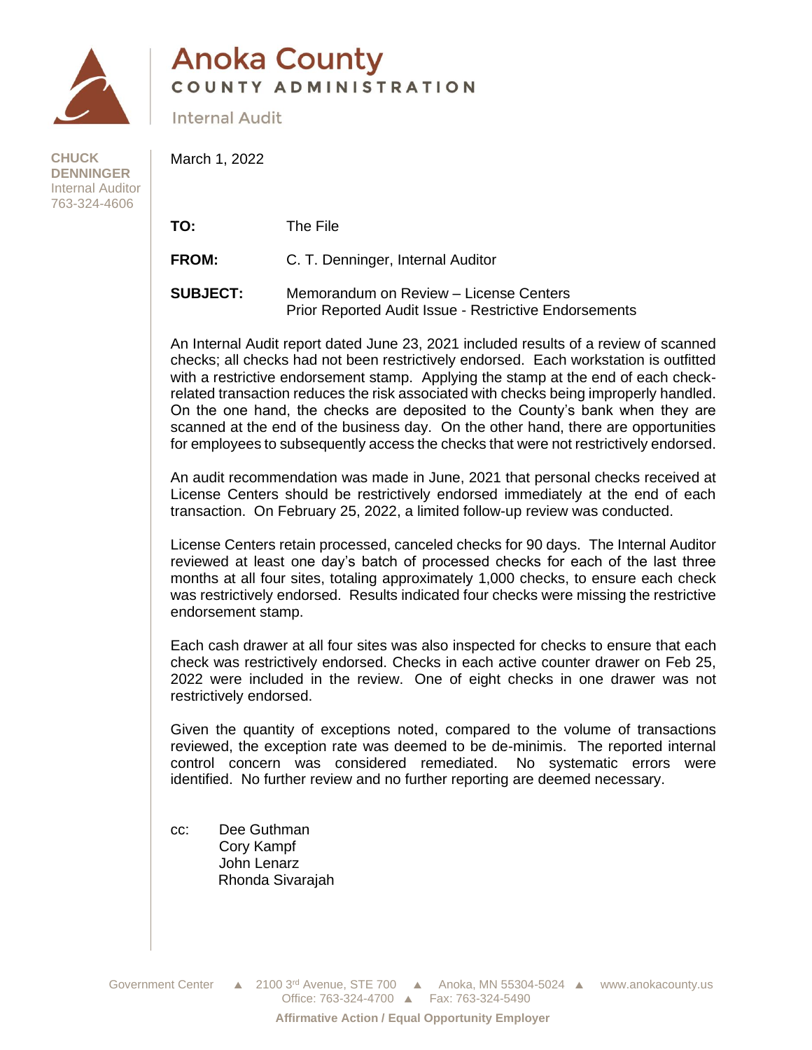# Anoka County

## COUNTY ADMINISTRATION

Internal Audit

**CHUCK DENNINGER**
Internal Auditor
763-324-4606

March 1, 2022

**TO:** The File

**FROM:** C. T. Denninger, Internal Auditor

**SUBJECT:** Memorandum on Review – License Centers
Prior Reported Audit Issue - Restrictive Endorsements

An Internal Audit report dated June 23, 2021 included results of a review of scanned checks; all checks had not been restrictively endorsed. Each workstation is outfitted with a restrictive endorsement stamp. Applying the stamp at the end of each check-related transaction reduces the risk associated with checks being improperly handled. On the one hand, the checks are deposited to the County's bank when they are scanned at the end of the business day. On the other hand, there are opportunities for employees to subsequently access the checks that were not restrictively endorsed.

An audit recommendation was made in June, 2021 that personal checks received at License Centers should be restrictively endorsed immediately at the end of each transaction. On February 25, 2022, a limited follow-up review was conducted.

License Centers retain processed, canceled checks for 90 days. The Internal Auditor reviewed at least one day's batch of processed checks for each of the last three months at all four sites, totaling approximately 1,000 checks, to ensure each check was restrictively endorsed. Results indicated four checks were missing the restrictive endorsement stamp.

Each cash drawer at all four sites was also inspected for checks to ensure that each check was restrictively endorsed. Checks in each active counter drawer on Feb 25, 2022 were included in the review. One of eight checks in one drawer was not restrictively endorsed.

Given the quantity of exceptions noted, compared to the volume of transactions reviewed, the exception rate was deemed to be de-minimis. The reported internal control concern was considered remediated. No systematic errors were identified. No further review and no further reporting are deemed necessary.

cc: Dee Guthman
Cory Kampf
John Lenarz
Rhonda Sivarajah

Government Center ▲ 2100 3rd Avenue, STE 700 ▲ Anoka, MN 55304-5024 ▲ www.anokacounty.us
Office: 763-324-4700 ▲ Fax: 763-324-5490

**Affirmative Action / Equal Opportunity Employer**